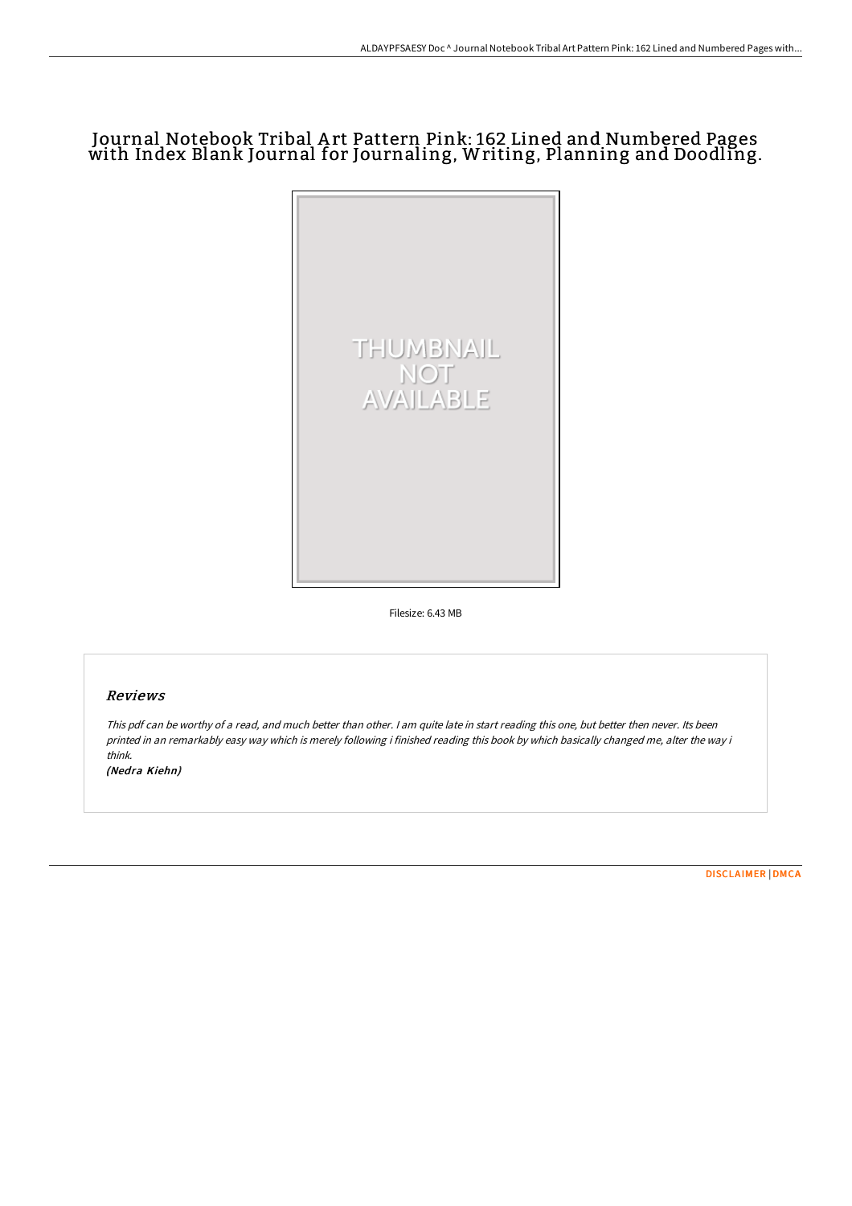# Journal Notebook Tribal Art Pattern Pink: 162 Lined and Numbered Pages with Index Blank Journal for Journaling, Writing, Planning and Doodling.

Filesize: 6.43 MB

## Reviews

*This pdf can be worthy of a read, and much better than other. I am quite late in start reading this one, but better then never. Its been printed in an remarkably easy way which is merely following i finished reading this book by which basically changed me, alter the way i think.*

***(Nedra Kiehn)***

[DISCLAIMER](#) | [DMCA](#)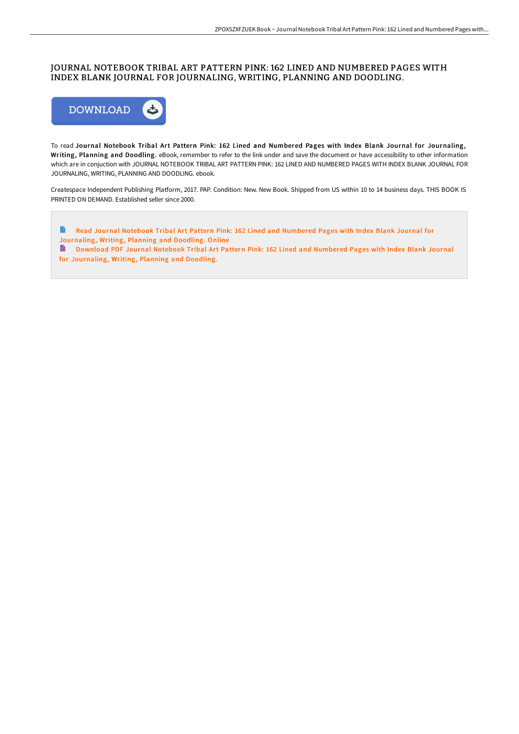# JOURNAL NOTEBOOK TRIBAL ART PATTERN PINK: 162 LINED AND NUMBERED PAGES WITH INDEX BLANK JOURNAL FOR JOURNALING, WRITING, PLANNING AND DOODLING.

To read **Journal Notebook Tribal Art Pattern Pink: 162 Lined and Numbered Pages with Index Blank Journal for Journaling, Writing, Planning and Doodling.** eBook, remember to refer to the link under and save the document or have accessibility to other information which are in conjuction with JOURNAL NOTEBOOK TRIBAL ART PATTERN PINK: 162 LINED AND NUMBERED PAGES WITH INDEX BLANK JOURNAL FOR JOURNALING, WRITING, PLANNING AND DOODLING. ebook.

Createspace Independent Publishing Platform, 2017. PAP. Condition: New. New Book. Shipped from US within 10 to 14 business days. THIS BOOK IS PRINTED ON DEMAND. Established seller since 2000.

Read Journal Notebook Tribal Art Pattern Pink: 162 Lined and Numbered Pages with Index Blank Journal for Journaling, Writing, Planning and Doodling. Online

Download PDF Journal Notebook Tribal Art Pattern Pink: 162 Lined and Numbered Pages with Index Blank Journal for Journaling, Writing, Planning and Doodling.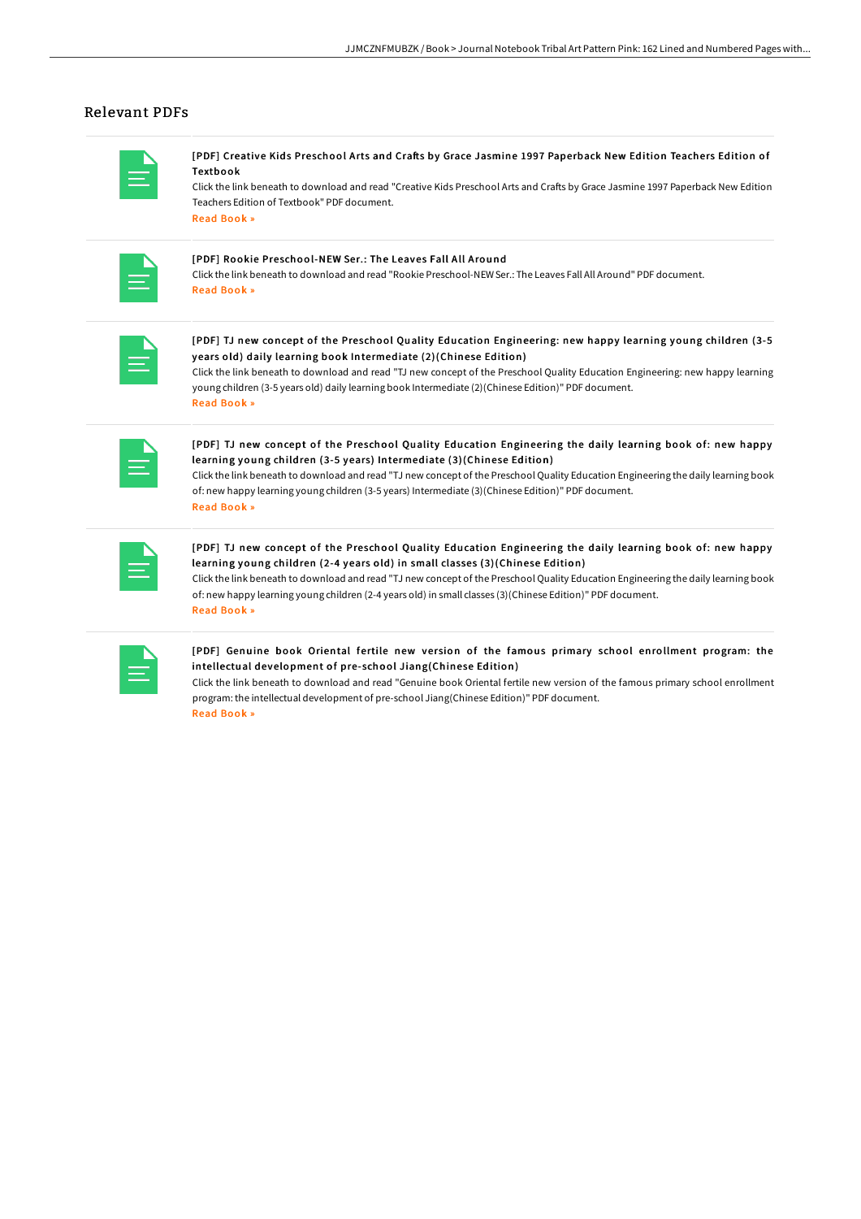## Relevant PDFs

[PDF] Creative Kids Preschool Arts and Crafts by Grace Jasmine 1997 Paperback New Edition Teachers Edition of Textbook

Click the link beneath to download and read "Creative Kids Preschool Arts and Crafts by Grace Jasmine 1997 Paperback New Edition Teachers Edition of Textbook" PDF document.

Read Book »

[PDF] Rookie Preschool-NEW Ser.: The Leaves Fall All Around

Click the link beneath to download and read "Rookie Preschool-NEW Ser.: The Leaves Fall All Around" PDF document.

Read Book »

[PDF] TJ new concept of the Preschool Quality Education Engineering: new happy learning young children (3-5 years old) daily learning book Intermediate (2)(Chinese Edition)

Click the link beneath to download and read "TJ new concept of the Preschool Quality Education Engineering: new happy learning young children (3-5 years old) daily learning book Intermediate (2)(Chinese Edition)" PDF document.

Read Book »

[PDF] TJ new concept of the Preschool Quality Education Engineering the daily learning book of: new happy learning young children (3-5 years) Intermediate (3)(Chinese Edition)

Click the link beneath to download and read "TJ new concept of the Preschool Quality Education Engineering the daily learning book of: new happy learning young children (3-5 years) Intermediate (3)(Chinese Edition)" PDF document.

Read Book »

[PDF] TJ new concept of the Preschool Quality Education Engineering the daily learning book of: new happy learning young children (2-4 years old) in small classes (3)(Chinese Edition)

Click the link beneath to download and read "TJ new concept of the Preschool Quality Education Engineering the daily learning book of: new happy learning young children (2-4 years old) in small classes (3)(Chinese Edition)" PDF document.

Read Book »

[PDF] Genuine book Oriental fertile new version of the famous primary school enrollment program: the intellectual development of pre-school Jiang(Chinese Edition)

Click the link beneath to download and read "Genuine book Oriental fertile new version of the famous primary school enrollment program: the intellectual development of pre-school Jiang(Chinese Edition)" PDF document.

Read Book »